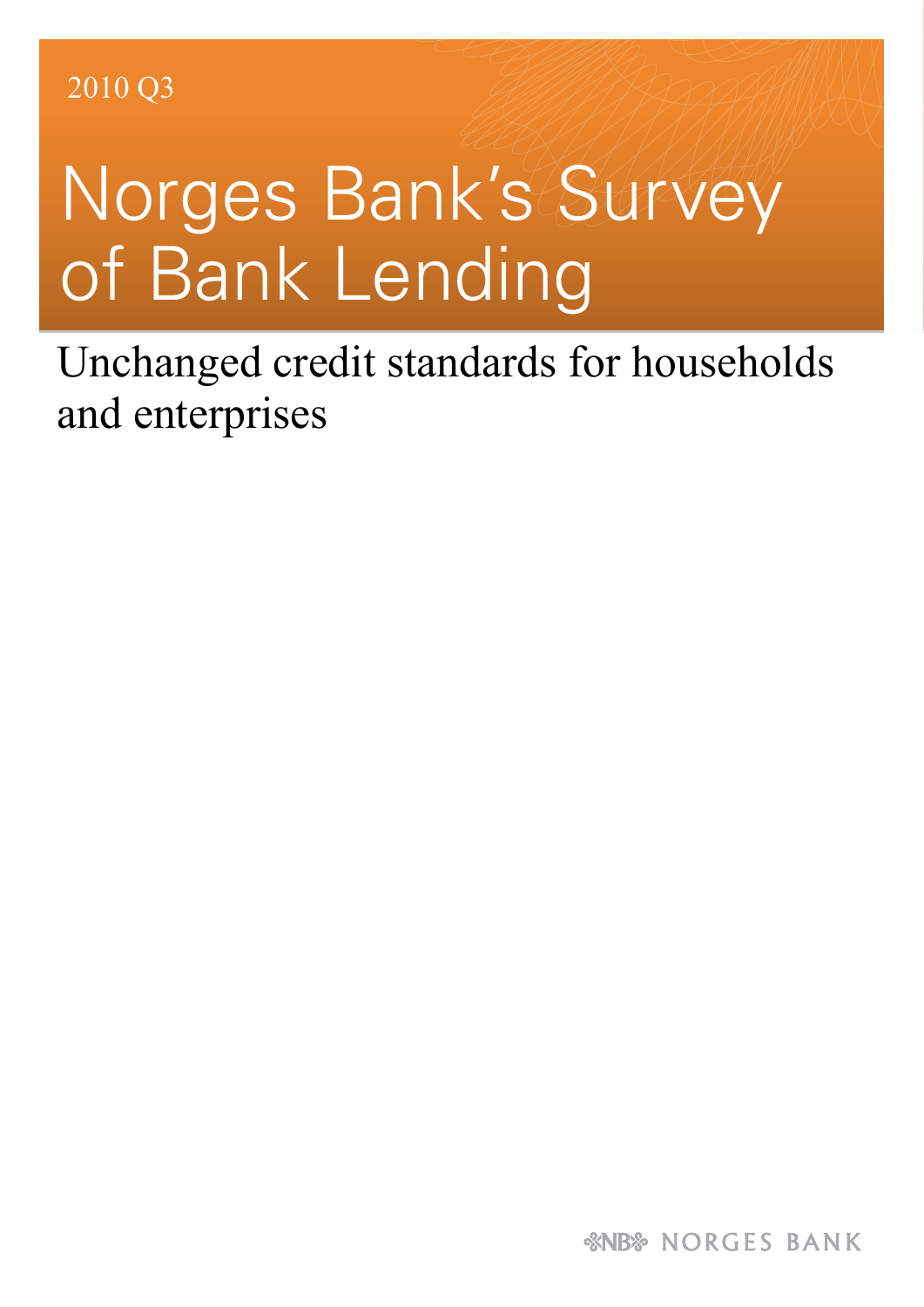2010 Q3

# Norges Bank's Survey of Bank Lending

## Unchanged credit standards for households and enterprises

NORGES BANK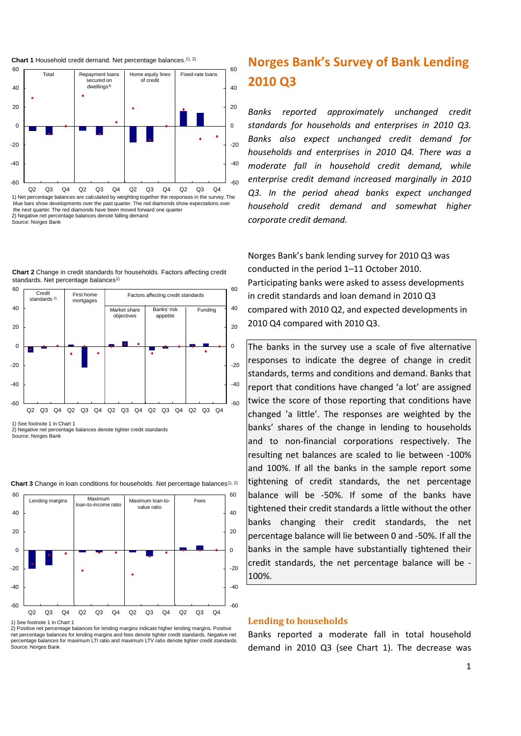# Norges Bank's Survey of Bank Lending 2010 Q3

*Banks reported approximately unchanged credit standards for households and enterprises in 2010 Q3. Banks also expect unchanged credit demand for households and enterprises in 2010 Q4. There was a moderate fall in household credit demand, while enterprise credit demand increased marginally in 2010 Q3. In the period ahead banks expect unchanged household credit demand and somewhat higher corporate credit demand.*

Norges Bank's bank lending survey for 2010 Q3 was conducted in the period 1–11 October 2010. Participating banks were asked to assess developments in credit standards and loan demand in 2010 Q3 compared with 2010 Q2, and expected developments in 2010 Q4 compared with 2010 Q3.

The banks in the survey use a scale of five alternative responses to indicate the degree of change in credit standards, terms and conditions and demand. Banks that report that conditions have changed 'a lot' are assigned twice the score of those reporting that conditions have changed 'a little'. The responses are weighted by the banks' shares of the change in lending to households and to non-financial corporations respectively. The resulting net balances are scaled to lie between -100% and 100%. If all the banks in the sample report some tightening of credit standards, the net percentage balance will be -50%. If some of the banks have tightened their credit standards a little without the other banks changing their credit standards, the net percentage balance will lie between 0 and -50%. If all the banks in the sample have substantially tightened their credit standards, the net percentage balance will be -100%.

**Chart 1** Household credit demand. Net percentage balances.[1), 2)]

1) Net percentage balances are calculated by weighting together the responses in the survey. The blue bars show developments over the past quarter. The red diamonds show expectations over the next quarter. The red diamonds have been moved forward one quarter
2) Negative net percentage balances denote falling demand
Source: Norges Bank

**Chart 2** Change in credit standards for households. Factors affecting credit standards. Net percentage balances[1)]

1) See footnote 1 in Chart 1
2) Negative net percentage balances denote tighter credit standards
Source: Norges Bank

**Chart 3** Change in loan conditions for households. Net percentage balances[1), 2)]

1) See footnote 1 in Chart 1
2) Positive net percentage balances for lending margins indicate higher lending margins. Positive net percentage balances for lending margins and fees denote tighter credit standards. Negative net percentage balances for maximum LTI ratio and maximum LTV ratio denote tighter credit standards
Source: Norges Bank

## Lending to households

Banks reported a moderate fall in total household demand in 2010 Q3 (see Chart 1). The decrease was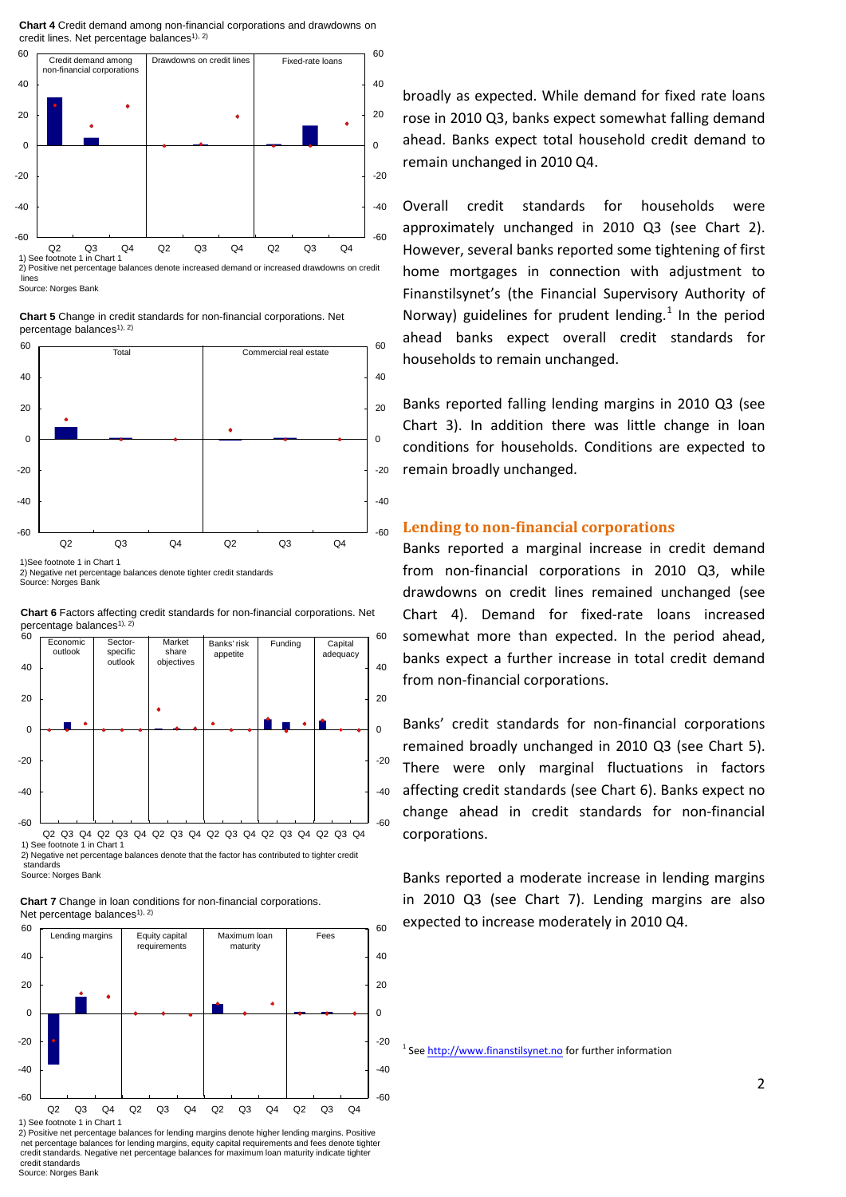**Chart 4** Credit demand among non-financial corporations and drawdowns on credit lines. Net percentage balances[1), 2)]

Credit demand among non-financial corporations

Drawdowns on credit lines

Fixed-rate loans

60
40
20
0
-20
-40
-60

Q2 Q3 Q4 Q2 Q3 Q4 Q2 Q3 Q4

1) See footnote 1 in Chart 1
2) Positive net percentage balances denote increased demand or increased drawdowns on credit lines
Source: Norges Bank

**Chart 5** Change in credit standards for non-financial corporations. Net percentage balances[1), 2)]

Total

Commercial real estate

60
40
20
0
-20
-40
-60

Q2 Q3 Q4 Q2 Q3 Q4

1)See footnote 1 in Chart 1
2) Negative net percentage balances denote tighter credit standards
Source: Norges Bank

**Chart 6** Factors affecting credit standards for non-financial corporations. Net percentage balances[1), 2)]

Economic outlook

Sector-specific outlook

Market share objectives

Banks' risk appetite

Funding

Capital adequacy

60
40
20
0
-20
-40
-60

Q2 Q3 Q4 Q2 Q3 Q4 Q2 Q3 Q4 Q2 Q3 Q4 Q2 Q3 Q4 Q2 Q3 Q4

1) See footnote 1 in Chart 1
2) Negative net percentage balances denote that the factor has contributed to tighter credit standards
Source: Norges Bank

**Chart 7** Change in loan conditions for non-financial corporations. Net percentage balances[1), 2)]

Lending margins

Equity capital requirements

Maximum loan maturity

Fees

60
40
20
0
-20
-40
-60

Q2 Q3 Q4 Q2 Q3 Q4 Q2 Q3 Q4 Q2 Q3 Q4

1) See footnote 1 in Chart 1
2) Positive net percentage balances for lending margins denote higher lending margins. Positive net percentage balances for lending margins, equity capital requirements and fees denote tighter credit standards. Negative net percentage balances for maximum loan maturity indicate tighter credit standards
Source: Norges Bank

broadly as expected. While demand for fixed rate loans rose in 2010 Q3, banks expect somewhat falling demand ahead. Banks expect total household credit demand to remain unchanged in 2010 Q4.

Overall credit standards for households were approximately unchanged in 2010 Q3 (see Chart 2). However, several banks reported some tightening of first home mortgages in connection with adjustment to Finanstilsynet's (the Financial Supervisory Authority of Norway) guidelines for prudent lending.[1] In the period ahead banks expect overall credit standards for households to remain unchanged.

Banks reported falling lending margins in 2010 Q3 (see Chart 3). In addition there was little change in loan conditions for households. Conditions are expected to remain broadly unchanged.

## Lending to non-financial corporations

Banks reported a marginal increase in credit demand from non-financial corporations in 2010 Q3, while drawdowns on credit lines remained unchanged (see Chart 4). Demand for fixed-rate loans increased somewhat more than expected. In the period ahead, banks expect a further increase in total credit demand from non-financial corporations.

Banks' credit standards for non-financial corporations remained broadly unchanged in 2010 Q3 (see Chart 5). There were only marginal fluctuations in factors affecting credit standards (see Chart 6). Banks expect no change ahead in credit standards for non-financial corporations.

Banks reported a moderate increase in lending margins in 2010 Q3 (see Chart 7). Lending margins are also expected to increase moderately in 2010 Q4.

[1] See http://www.finanstilsynet.no for further information